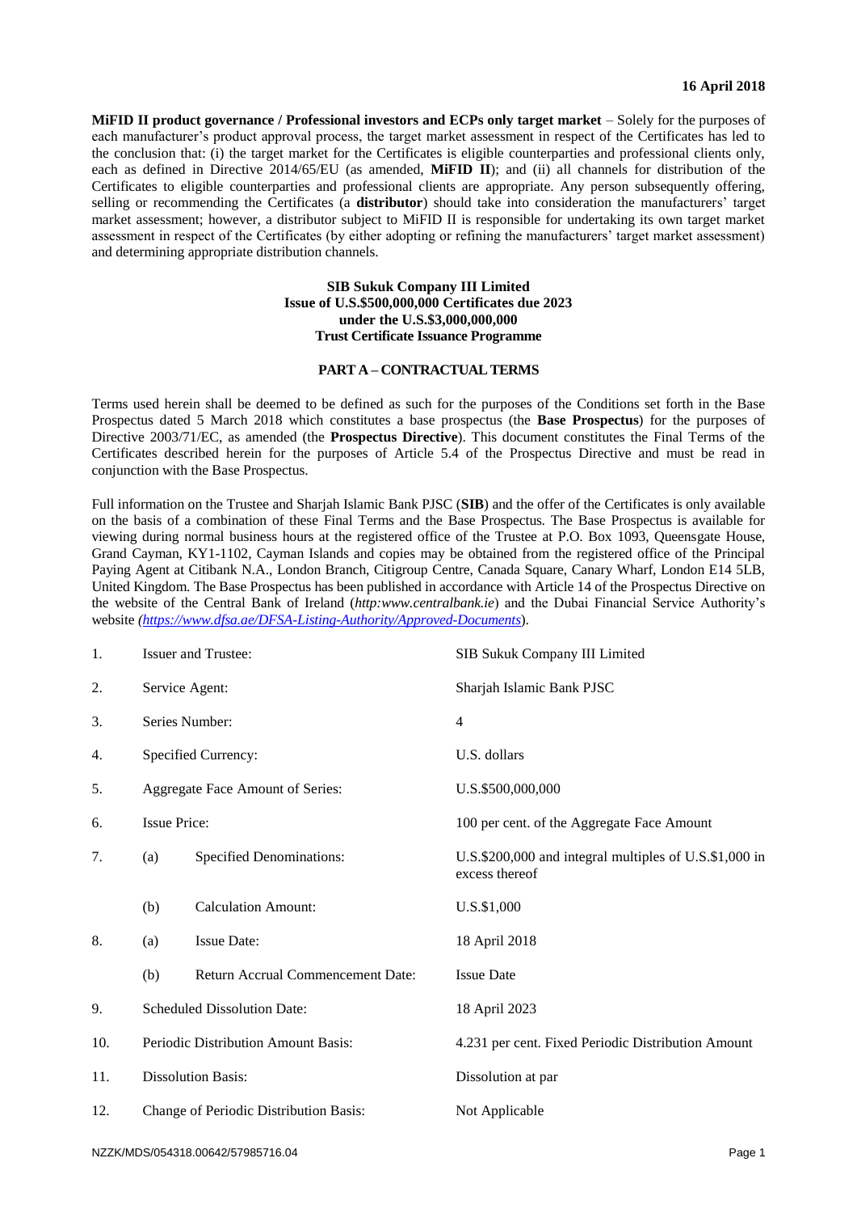**16 April 2018**

**MiFID II product governance / Professional investors and ECPs only target market** – Solely for the purposes of each manufacturer's product approval process, the target market assessment in respect of the Certificates has led to the conclusion that: (i) the target market for the Certificates is eligible counterparties and professional clients only, each as defined in Directive 2014/65/EU (as amended, **MiFID II**); and (ii) all channels for distribution of the Certificates to eligible counterparties and professional clients are appropriate. Any person subsequently offering, selling or recommending the Certificates (a **distributor**) should take into consideration the manufacturers' target market assessment; however, a distributor subject to MiFID II is responsible for undertaking its own target market assessment in respect of the Certificates (by either adopting or refining the manufacturers' target market assessment) and determining appropriate distribution channels.

**SIB Sukuk Company III Limited**
**Issue of U.S.$500,000,000 Certificates due 2023**
**under the U.S.$3,000,000,000**
**Trust Certificate Issuance Programme**

## PART A – CONTRACTUAL TERMS

Terms used herein shall be deemed to be defined as such for the purposes of the Conditions set forth in the Base Prospectus dated 5 March 2018 which constitutes a base prospectus (the **Base Prospectus**) for the purposes of Directive 2003/71/EC, as amended (the **Prospectus Directive**). This document constitutes the Final Terms of the Certificates described herein for the purposes of Article 5.4 of the Prospectus Directive and must be read in conjunction with the Base Prospectus.

Full information on the Trustee and Sharjah Islamic Bank PJSC (**SIB**) and the offer of the Certificates is only available on the basis of a combination of these Final Terms and the Base Prospectus. The Base Prospectus is available for viewing during normal business hours at the registered office of the Trustee at P.O. Box 1093, Queensgate House, Grand Cayman, KY1-1102, Cayman Islands and copies may be obtained from the registered office of the Principal Paying Agent at Citibank N.A., London Branch, Citigroup Centre, Canada Square, Canary Wharf, London E14 5LB, United Kingdom. The Base Prospectus has been published in accordance with Article 14 of the Prospectus Directive on the website of the Central Bank of Ireland (*http:www.centralbank.ie*) and the Dubai Financial Service Authority's website *(https://www.dfsa.ae/DFSA-Listing-Authority/Approved-Documents*).

| | | | |
|---|---|---|---|
| 1. | Issuer and Trustee: | | SIB Sukuk Company III Limited |
| 2. | Service Agent: | | Sharjah Islamic Bank PJSC |
| 3. | Series Number: | | 4 |
| 4. | Specified Currency: | | U.S. dollars |
| 5. | Aggregate Face Amount of Series: | | U.S.$500,000,000 |
| 6. | Issue Price: | | 100 per cent. of the Aggregate Face Amount |
| 7. | (a) | Specified Denominations: | U.S.$200,000 and integral multiples of U.S.$1,000 in excess thereof |
| | (b) | Calculation Amount: | U.S.$1,000 |
| 8. | (a) | Issue Date: | 18 April 2018 |
| | (b) | Return Accrual Commencement Date: | Issue Date |
| 9. | Scheduled Dissolution Date: | | 18 April 2023 |
| 10. | Periodic Distribution Amount Basis: | | 4.231 per cent. Fixed Periodic Distribution Amount |
| 11. | Dissolution Basis: | | Dissolution at par |
| 12. | Change of Periodic Distribution Basis: | | Not Applicable |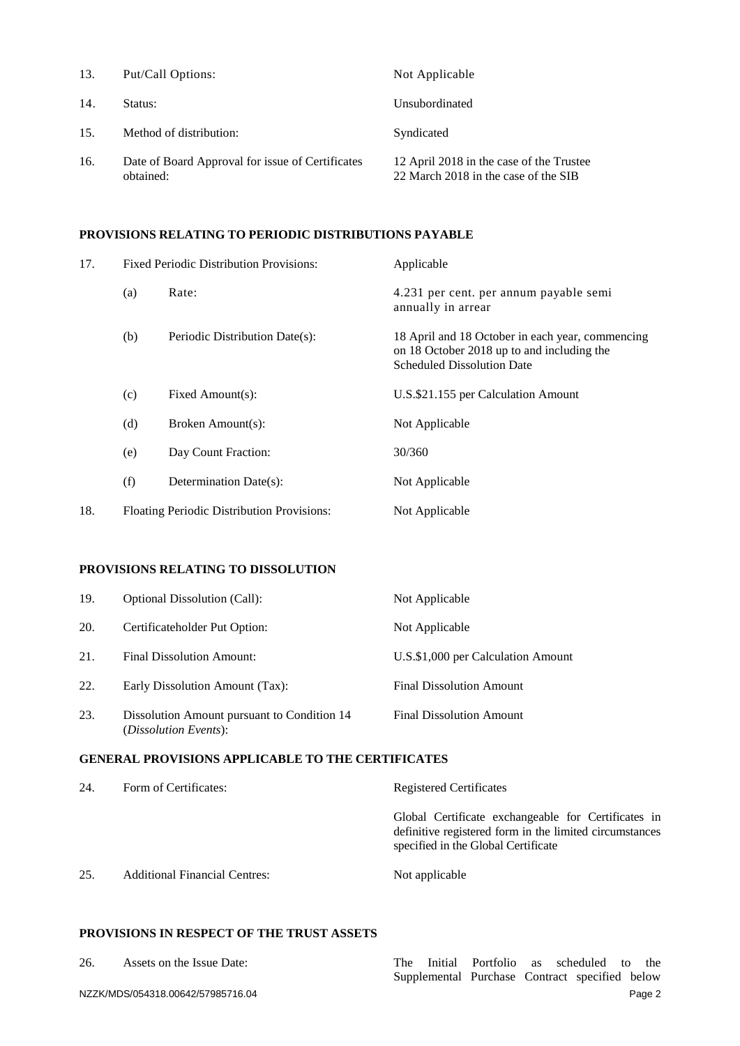| | | |
|---|---|---|
| 13. | Put/Call Options: | Not Applicable |
| 14. | Status: | Unsubordinated |
| 15. | Method of distribution: | Syndicated |
| 16. | Date of Board Approval for issue of Certificates obtained: | 12 April 2018 in the case of the Trustee<br>22 March 2018 in the case of the SIB |

**PROVISIONS RELATING TO PERIODIC DISTRIBUTIONS PAYABLE**

| | | | |
|---|---|---|---|
| 17. | Fixed Periodic Distribution Provisions: | | Applicable |
| | (a) | Rate: | 4.231 per cent. per annum payable semi annually in arrear |
| | (b) | Periodic Distribution Date(s): | 18 April and 18 October in each year, commencing on 18 October 2018 up to and including the Scheduled Dissolution Date |
| | (c) | Fixed Amount(s): | U.S.$21.155 per Calculation Amount |
| | (d) | Broken Amount(s): | Not Applicable |
| | (e) | Day Count Fraction: | 30/360 |
| | (f) | Determination Date(s): | Not Applicable |
| 18. | Floating Periodic Distribution Provisions: | | Not Applicable |

**PROVISIONS RELATING TO DISSOLUTION**

| | | |
|---|---|---|
| 19. | Optional Dissolution (Call): | Not Applicable |
| 20. | Certificateholder Put Option: | Not Applicable |
| 21. | Final Dissolution Amount: | U.S.$1,000 per Calculation Amount |
| 22. | Early Dissolution Amount (Tax): | Final Dissolution Amount |
| 23. | Dissolution Amount pursuant to Condition 14 (*Dissolution Events*): | Final Dissolution Amount |

**GENERAL PROVISIONS APPLICABLE TO THE CERTIFICATES**

| | | |
|---|---|---|
| 24. | Form of Certificates: | Registered Certificates<br><br>Global Certificate exchangeable for Certificates in definitive registered form in the limited circumstances specified in the Global Certificate |
| 25. | Additional Financial Centres: | Not applicable |

**PROVISIONS IN RESPECT OF THE TRUST ASSETS**

| | | |
|---|---|---|
| 26. | Assets on the Issue Date: | The Initial Portfolio as scheduled to the Supplemental Purchase Contract specified below |

NZZK/MDS/054318.00642/57985716.04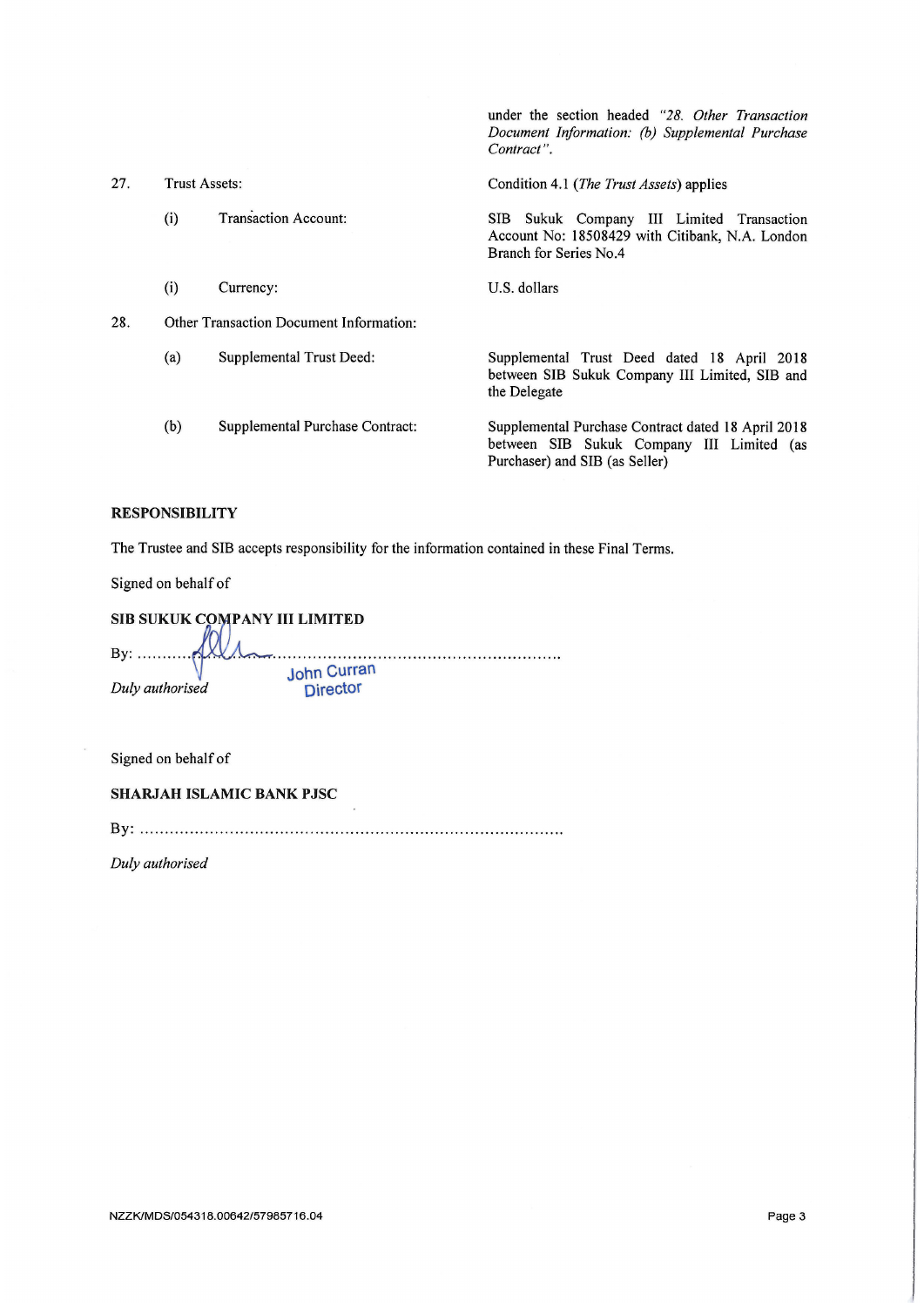| | | | |
|---|---|---|---|
| | | | under the section headed *"28. Other Transaction Document Information: (b) Supplemental Purchase Contract"*. |
| 27. | Trust Assets: | | Condition 4.1 (*The Trust Assets*) applies |
| | (i) | Transaction Account: | SIB Sukuk Company III Limited Transaction Account No: 18508429 with Citibank, N.A. London Branch for Series No.4 |
| | (i) | Currency: | U.S. dollars |
| 28. | Other Transaction Document Information: | | |
| | (a) | Supplemental Trust Deed: | Supplemental Trust Deed dated 18 April 2018 between SIB Sukuk Company III Limited, SIB and the Delegate |
| | (b) | Supplemental Purchase Contract: | Supplemental Purchase Contract dated 18 April 2018 between SIB Sukuk Company III Limited (as Purchaser) and SIB (as Seller) |

**RESPONSIBILITY**

The Trustee and SIB accepts responsibility for the information contained in these Final Terms.

Signed on behalf of

**SIB SUKUK COMPANY III LIMITED**

By: ..............................................................................

*Duly authorised* John Curran Director

Signed on behalf of

**SHARJAH ISLAMIC BANK PJSC**

By: ..............................................................................

*Duly authorised*

NZZK/MDS/054318.00642/57985716.04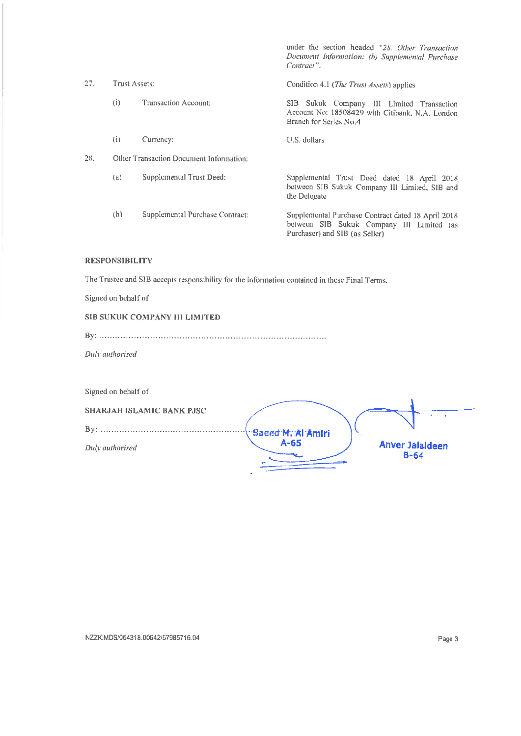| | | | |
|---|---|---|---|
| | | | under the section headed "*28. Other Transaction Document Information: (b) Supplemental Purchase Contract*". |
| 27. | Trust Assets: | | Condition 4.1 (*The Trust Assets*) applies |
| | (i) | Transaction Account: | SIB Sukuk Company III Limited Transaction Account No: 18508429 with Citibank, N.A. London Branch for Series No.4 |
| | (i) | Currency: | U.S. dollars |
| 28. | Other Transaction Document Information: | | |
| | (a) | Supplemental Trust Deed: | Supplemental Trust Deed dated 18 April 2018 between SIB Sukuk Company III Limited, SIB and the Delegate |
| | (b) | Supplemental Purchase Contract: | Supplemental Purchase Contract dated 18 April 2018 between SIB Sukuk Company III Limited (as Purchaser) and SIB (as Seller) |

**RESPONSIBILITY**

The Trustee and SIB accepts responsibility for the information contained in these Final Terms.

Signed on behalf of

**SIB SUKUK COMPANY III LIMITED**

By: ..................................................................................

*Duly authorised*

Signed on behalf of

**SHARJAH ISLAMIC BANK PJSC**

By: ..................................................... Saeed M. Al Amiri A-65 Anver Jalaldeen B-64

*Duly authorised*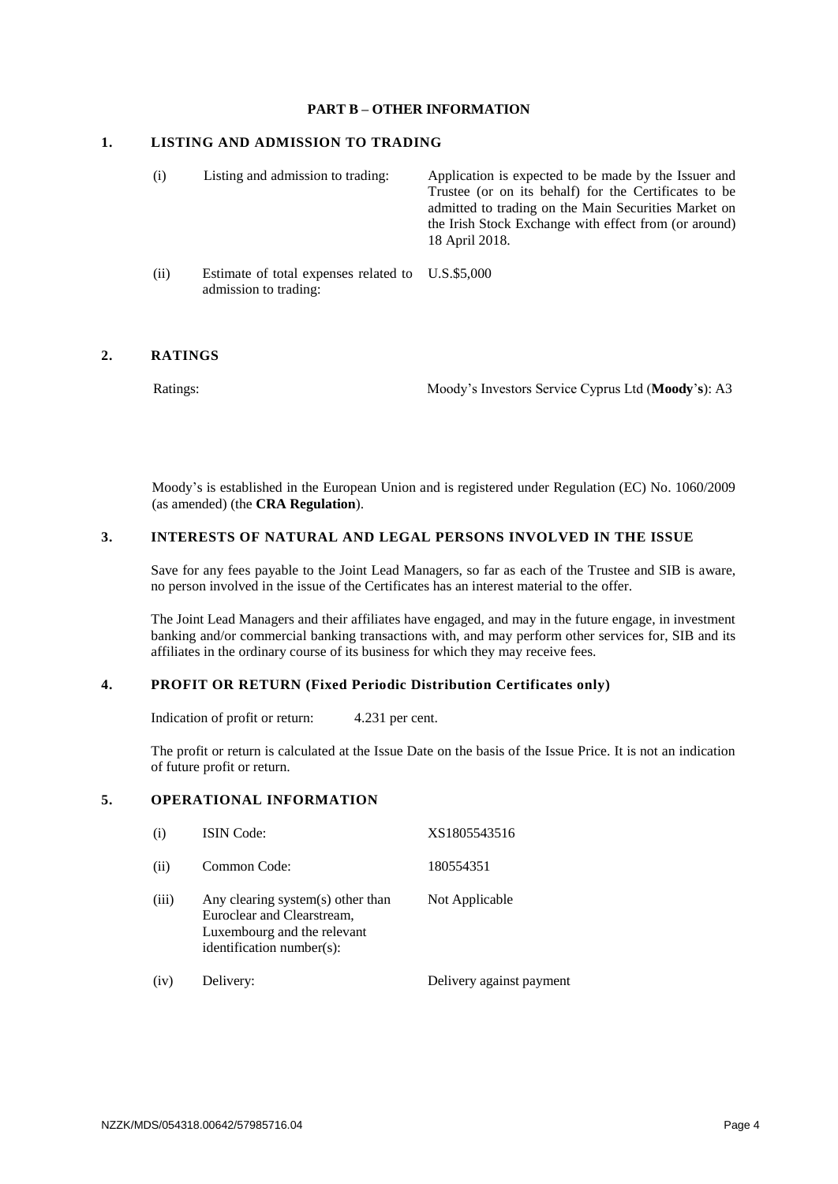## PART B – OTHER INFORMATION

### 1. LISTING AND ADMISSION TO TRADING

| | | |
|---|---|---|
| (i) | Listing and admission to trading: | Application is expected to be made by the Issuer and Trustee (or on its behalf) for the Certificates to be admitted to trading on the Main Securities Market on the Irish Stock Exchange with effect from (or around) 18 April 2018. |
| (ii) | Estimate of total expenses related to admission to trading: | U.S.$5,000 |

### 2. RATINGS

Ratings: Moody's Investors Service Cyprus Ltd (**Moody's**): A3

Moody's is established in the European Union and is registered under Regulation (EC) No. 1060/2009 (as amended) (the **CRA Regulation**).

### 3. INTERESTS OF NATURAL AND LEGAL PERSONS INVOLVED IN THE ISSUE

Save for any fees payable to the Joint Lead Managers, so far as each of the Trustee and SIB is aware, no person involved in the issue of the Certificates has an interest material to the offer.

The Joint Lead Managers and their affiliates have engaged, and may in the future engage, in investment banking and/or commercial banking transactions with, and may perform other services for, SIB and its affiliates in the ordinary course of its business for which they may receive fees.

### 4. PROFIT OR RETURN (Fixed Periodic Distribution Certificates only)

Indication of profit or return: 4.231 per cent.

The profit or return is calculated at the Issue Date on the basis of the Issue Price. It is not an indication of future profit or return.

### 5. OPERATIONAL INFORMATION

| | | |
|---|---|---|
| (i) | ISIN Code: | XS1805543516 |
| (ii) | Common Code: | 180554351 |
| (iii) | Any clearing system(s) other than Euroclear and Clearstream, Luxembourg and the relevant identification number(s): | Not Applicable |
| (iv) | Delivery: | Delivery against payment |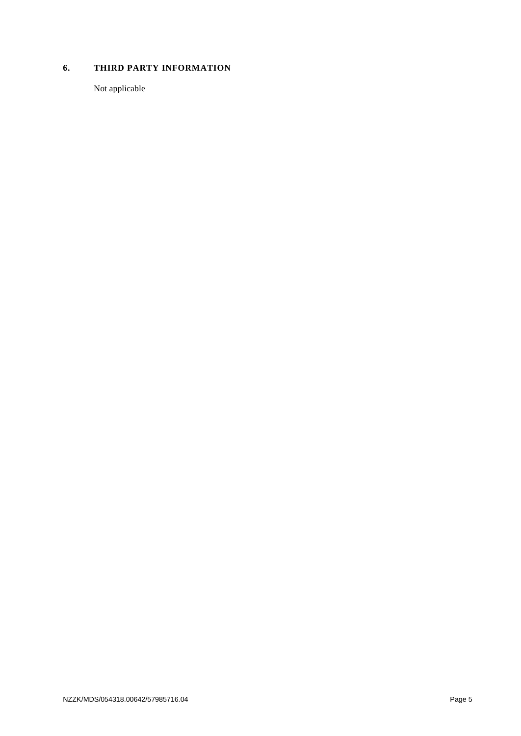## 6. THIRD PARTY INFORMATION

Not applicable